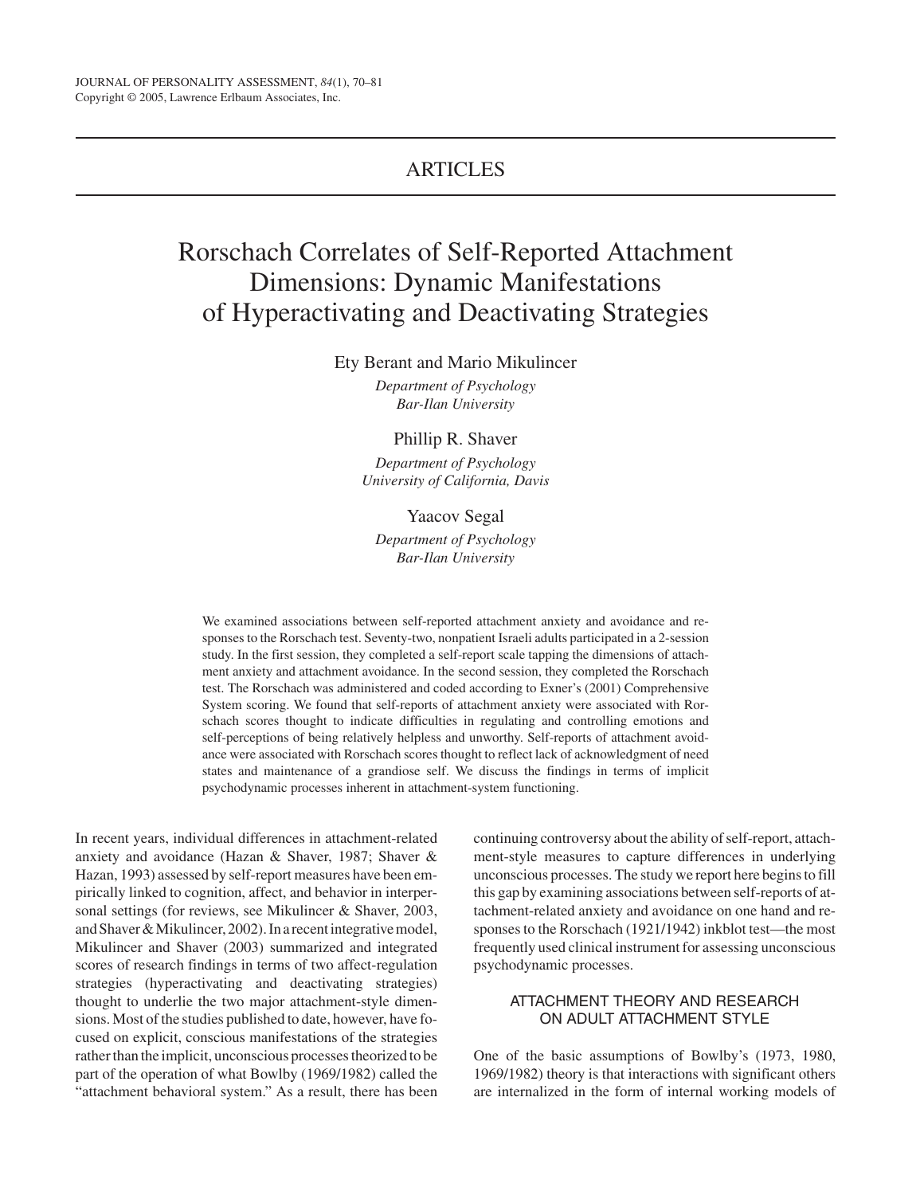ARTICLES

# Rorschach Correlates of Self-Reported Attachment Dimensions: Dynamic Manifestations of Hyperactivating and Deactivating Strategies

Ety Berant and Mario Mikulincer

*Department of Psychology*
*Bar-Ilan University*

Phillip R. Shaver

*Department of Psychology*
*University of California, Davis*

Yaacov Segal

*Department of Psychology*
*Bar-Ilan University*

We examined associations between self-reported attachment anxiety and avoidance and responses to the Rorschach test. Seventy-two, nonpatient Israeli adults participated in a 2-session study. In the first session, they completed a self-report scale tapping the dimensions of attachment anxiety and attachment avoidance. In the second session, they completed the Rorschach test. The Rorschach was administered and coded according to Exner's (2001) Comprehensive System scoring. We found that self-reports of attachment anxiety were associated with Rorschach scores thought to indicate difficulties in regulating and controlling emotions and self-perceptions of being relatively helpless and unworthy. Self-reports of attachment avoidance were associated with Rorschach scores thought to reflect lack of acknowledgment of need states and maintenance of a grandiose self. We discuss the findings in terms of implicit psychodynamic processes inherent in attachment-system functioning.

In recent years, individual differences in attachment-related anxiety and avoidance (Hazan & Shaver, 1987; Shaver & Hazan, 1993) assessed by self-report measures have been empirically linked to cognition, affect, and behavior in interpersonal settings (for reviews, see Mikulincer & Shaver, 2003, and Shaver & Mikulincer, 2002). In a recent integrative model, Mikulincer and Shaver (2003) summarized and integrated scores of research findings in terms of two affect-regulation strategies (hyperactivating and deactivating strategies) thought to underlie the two major attachment-style dimensions. Most of the studies published to date, however, have focused on explicit, conscious manifestations of the strategies rather than the implicit, unconscious processes theorized to be part of the operation of what Bowlby (1969/1982) called the "attachment behavioral system." As a result, there has been continuing controversy about the ability of self-report, attachment-style measures to capture differences in underlying unconscious processes. The study we report here begins to fill this gap by examining associations between self-reports of attachment-related anxiety and avoidance on one hand and responses to the Rorschach (1921/1942) inkblot test—the most frequently used clinical instrument for assessing unconscious psychodynamic processes.

## ATTACHMENT THEORY AND RESEARCH ON ADULT ATTACHMENT STYLE

One of the basic assumptions of Bowlby's (1973, 1980, 1969/1982) theory is that interactions with significant others are internalized in the form of internal working models of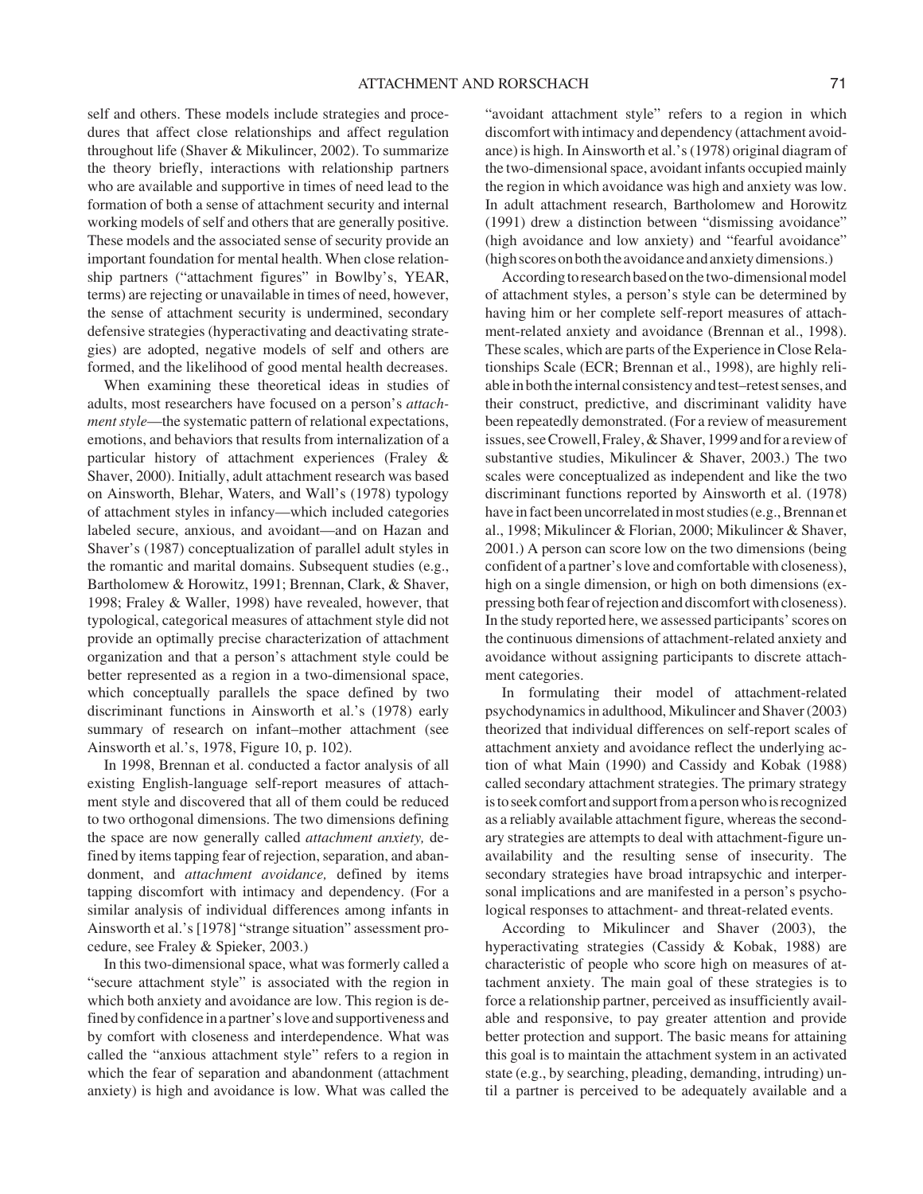self and others. These models include strategies and procedures that affect close relationships and affect regulation throughout life (Shaver & Mikulincer, 2002). To summarize the theory briefly, interactions with relationship partners who are available and supportive in times of need lead to the formation of both a sense of attachment security and internal working models of self and others that are generally positive. These models and the associated sense of security provide an important foundation for mental health. When close relationship partners ("attachment figures" in Bowlby's, YEAR, terms) are rejecting or unavailable in times of need, however, the sense of attachment security is undermined, secondary defensive strategies (hyperactivating and deactivating strategies) are adopted, negative models of self and others are formed, and the likelihood of good mental health decreases.

When examining these theoretical ideas in studies of adults, most researchers have focused on a person's *attachment style*—the systematic pattern of relational expectations, emotions, and behaviors that results from internalization of a particular history of attachment experiences (Fraley & Shaver, 2000). Initially, adult attachment research was based on Ainsworth, Blehar, Waters, and Wall's (1978) typology of attachment styles in infancy—which included categories labeled secure, anxious, and avoidant—and on Hazan and Shaver's (1987) conceptualization of parallel adult styles in the romantic and marital domains. Subsequent studies (e.g., Bartholomew & Horowitz, 1991; Brennan, Clark, & Shaver, 1998; Fraley & Waller, 1998) have revealed, however, that typological, categorical measures of attachment style did not provide an optimally precise characterization of attachment organization and that a person's attachment style could be better represented as a region in a two-dimensional space, which conceptually parallels the space defined by two discriminant functions in Ainsworth et al.'s (1978) early summary of research on infant–mother attachment (see Ainsworth et al.'s, 1978, Figure 10, p. 102).

In 1998, Brennan et al. conducted a factor analysis of all existing English-language self-report measures of attachment style and discovered that all of them could be reduced to two orthogonal dimensions. The two dimensions defining the space are now generally called *attachment anxiety,* defined by items tapping fear of rejection, separation, and abandonment, and *attachment avoidance,* defined by items tapping discomfort with intimacy and dependency. (For a similar analysis of individual differences among infants in Ainsworth et al.'s [1978] "strange situation" assessment procedure, see Fraley & Spieker, 2003.)

In this two-dimensional space, what was formerly called a "secure attachment style" is associated with the region in which both anxiety and avoidance are low. This region is defined by confidence in a partner's love and supportiveness and by comfort with closeness and interdependence. What was called the "anxious attachment style" refers to a region in which the fear of separation and abandonment (attachment anxiety) is high and avoidance is low. What was called the "avoidant attachment style" refers to a region in which discomfort with intimacy and dependency (attachment avoidance) is high. In Ainsworth et al.'s (1978) original diagram of the two-dimensional space, avoidant infants occupied mainly the region in which avoidance was high and anxiety was low. In adult attachment research, Bartholomew and Horowitz (1991) drew a distinction between "dismissing avoidance" (high avoidance and low anxiety) and "fearful avoidance" (high scores on both the avoidance and anxiety dimensions.)

According to research based on the two-dimensional model of attachment styles, a person's style can be determined by having him or her complete self-report measures of attachment-related anxiety and avoidance (Brennan et al., 1998). These scales, which are parts of the Experience in Close Relationships Scale (ECR; Brennan et al., 1998), are highly reliable in both the internal consistency and test–retest senses, and their construct, predictive, and discriminant validity have been repeatedly demonstrated. (For a review of measurement issues, see Crowell, Fraley, & Shaver, 1999 and for a review of substantive studies, Mikulincer & Shaver, 2003.) The two scales were conceptualized as independent and like the two discriminant functions reported by Ainsworth et al. (1978) have in fact been uncorrelated in most studies (e.g., Brennan et al., 1998; Mikulincer & Florian, 2000; Mikulincer & Shaver, 2001.) A person can score low on the two dimensions (being confident of a partner's love and comfortable with closeness), high on a single dimension, or high on both dimensions (expressing both fear of rejection and discomfort with closeness). In the study reported here, we assessed participants' scores on the continuous dimensions of attachment-related anxiety and avoidance without assigning participants to discrete attachment categories.

In formulating their model of attachment-related psychodynamics in adulthood, Mikulincer and Shaver (2003) theorized that individual differences on self-report scales of attachment anxiety and avoidance reflect the underlying action of what Main (1990) and Cassidy and Kobak (1988) called secondary attachment strategies. The primary strategy is to seek comfort and support from a person who is recognized as a reliably available attachment figure, whereas the secondary strategies are attempts to deal with attachment-figure unavailability and the resulting sense of insecurity. The secondary strategies have broad intrapsychic and interpersonal implications and are manifested in a person's psychological responses to attachment- and threat-related events.

According to Mikulincer and Shaver (2003), the hyperactivating strategies (Cassidy & Kobak, 1988) are characteristic of people who score high on measures of attachment anxiety. The main goal of these strategies is to force a relationship partner, perceived as insufficiently available and responsive, to pay greater attention and provide better protection and support. The basic means for attaining this goal is to maintain the attachment system in an activated state (e.g., by searching, pleading, demanding, intruding) until a partner is perceived to be adequately available and a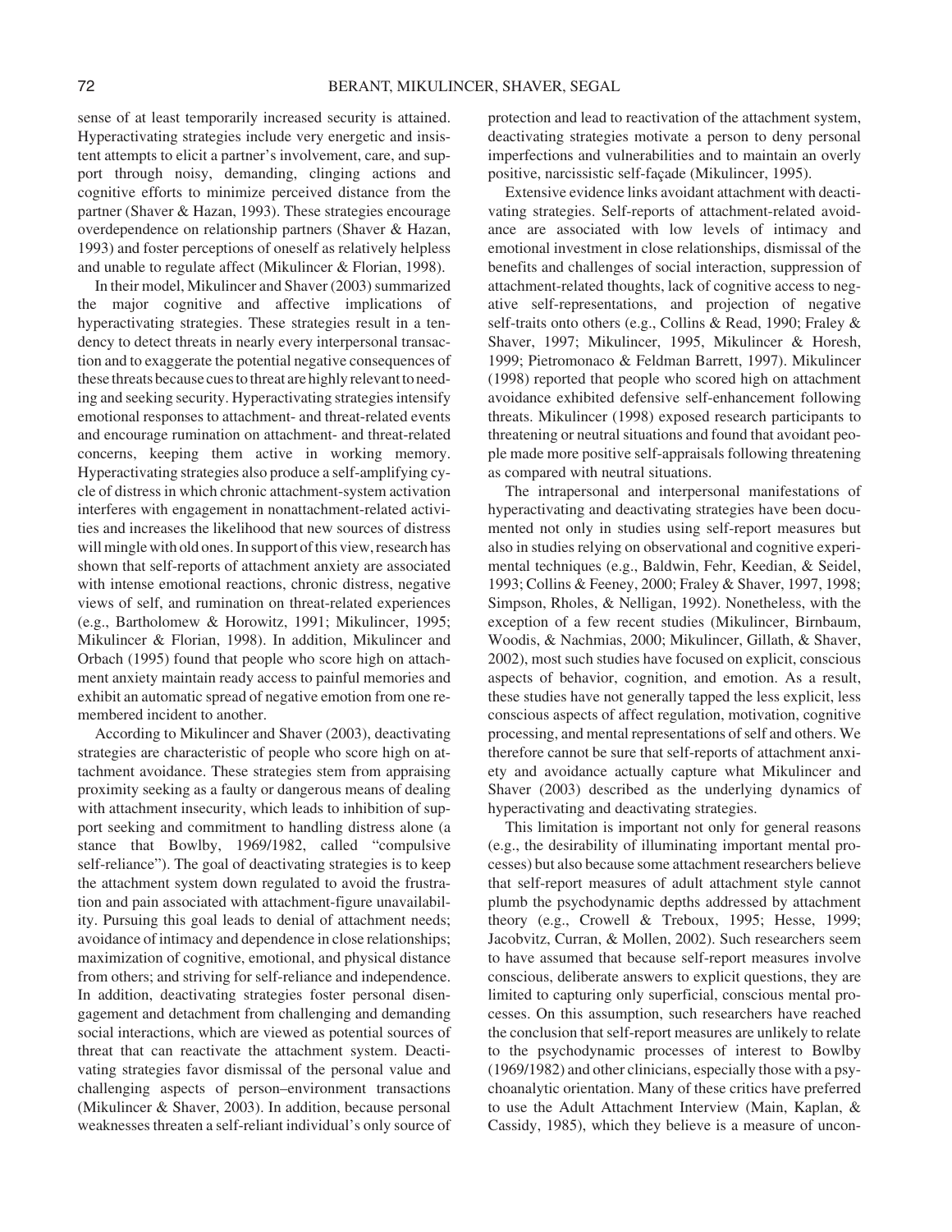sense of at least temporarily increased security is attained. Hyperactivating strategies include very energetic and insistent attempts to elicit a partner's involvement, care, and support through noisy, demanding, clinging actions and cognitive efforts to minimize perceived distance from the partner (Shaver & Hazan, 1993). These strategies encourage overdependence on relationship partners (Shaver & Hazan, 1993) and foster perceptions of oneself as relatively helpless and unable to regulate affect (Mikulincer & Florian, 1998).

In their model, Mikulincer and Shaver (2003) summarized the major cognitive and affective implications of hyperactivating strategies. These strategies result in a tendency to detect threats in nearly every interpersonal transaction and to exaggerate the potential negative consequences of these threats because cues to threat are highly relevant to needing and seeking security. Hyperactivating strategies intensify emotional responses to attachment- and threat-related events and encourage rumination on attachment- and threat-related concerns, keeping them active in working memory. Hyperactivating strategies also produce a self-amplifying cycle of distress in which chronic attachment-system activation interferes with engagement in nonattachment-related activities and increases the likelihood that new sources of distress will mingle with old ones. In support of this view, research has shown that self-reports of attachment anxiety are associated with intense emotional reactions, chronic distress, negative views of self, and rumination on threat-related experiences (e.g., Bartholomew & Horowitz, 1991; Mikulincer, 1995; Mikulincer & Florian, 1998). In addition, Mikulincer and Orbach (1995) found that people who score high on attachment anxiety maintain ready access to painful memories and exhibit an automatic spread of negative emotion from one remembered incident to another.

According to Mikulincer and Shaver (2003), deactivating strategies are characteristic of people who score high on attachment avoidance. These strategies stem from appraising proximity seeking as a faulty or dangerous means of dealing with attachment insecurity, which leads to inhibition of support seeking and commitment to handling distress alone (a stance that Bowlby, 1969/1982, called "compulsive self-reliance"). The goal of deactivating strategies is to keep the attachment system down regulated to avoid the frustration and pain associated with attachment-figure unavailability. Pursuing this goal leads to denial of attachment needs; avoidance of intimacy and dependence in close relationships; maximization of cognitive, emotional, and physical distance from others; and striving for self-reliance and independence. In addition, deactivating strategies foster personal disengagement and detachment from challenging and demanding social interactions, which are viewed as potential sources of threat that can reactivate the attachment system. Deactivating strategies favor dismissal of the personal value and challenging aspects of person–environment transactions (Mikulincer & Shaver, 2003). In addition, because personal weaknesses threaten a self-reliant individual's only source of protection and lead to reactivation of the attachment system, deactivating strategies motivate a person to deny personal imperfections and vulnerabilities and to maintain an overly positive, narcissistic self-façade (Mikulincer, 1995).

Extensive evidence links avoidant attachment with deactivating strategies. Self-reports of attachment-related avoidance are associated with low levels of intimacy and emotional investment in close relationships, dismissal of the benefits and challenges of social interaction, suppression of attachment-related thoughts, lack of cognitive access to negative self-representations, and projection of negative self-traits onto others (e.g., Collins & Read, 1990; Fraley & Shaver, 1997; Mikulincer, 1995, Mikulincer & Horesh, 1999; Pietromonaco & Feldman Barrett, 1997). Mikulincer (1998) reported that people who scored high on attachment avoidance exhibited defensive self-enhancement following threats. Mikulincer (1998) exposed research participants to threatening or neutral situations and found that avoidant people made more positive self-appraisals following threatening as compared with neutral situations.

The intrapersonal and interpersonal manifestations of hyperactivating and deactivating strategies have been documented not only in studies using self-report measures but also in studies relying on observational and cognitive experimental techniques (e.g., Baldwin, Fehr, Keedian, & Seidel, 1993; Collins & Feeney, 2000; Fraley & Shaver, 1997, 1998; Simpson, Rholes, & Nelligan, 1992). Nonetheless, with the exception of a few recent studies (Mikulincer, Birnbaum, Woodis, & Nachmias, 2000; Mikulincer, Gillath, & Shaver, 2002), most such studies have focused on explicit, conscious aspects of behavior, cognition, and emotion. As a result, these studies have not generally tapped the less explicit, less conscious aspects of affect regulation, motivation, cognitive processing, and mental representations of self and others. We therefore cannot be sure that self-reports of attachment anxiety and avoidance actually capture what Mikulincer and Shaver (2003) described as the underlying dynamics of hyperactivating and deactivating strategies.

This limitation is important not only for general reasons (e.g., the desirability of illuminating important mental processes) but also because some attachment researchers believe that self-report measures of adult attachment style cannot plumb the psychodynamic depths addressed by attachment theory (e.g., Crowell & Treboux, 1995; Hesse, 1999; Jacobvitz, Curran, & Mollen, 2002). Such researchers seem to have assumed that because self-report measures involve conscious, deliberate answers to explicit questions, they are limited to capturing only superficial, conscious mental processes. On this assumption, such researchers have reached the conclusion that self-report measures are unlikely to relate to the psychodynamic processes of interest to Bowlby (1969/1982) and other clinicians, especially those with a psychoanalytic orientation. Many of these critics have preferred to use the Adult Attachment Interview (Main, Kaplan, & Cassidy, 1985), which they believe is a measure of uncon-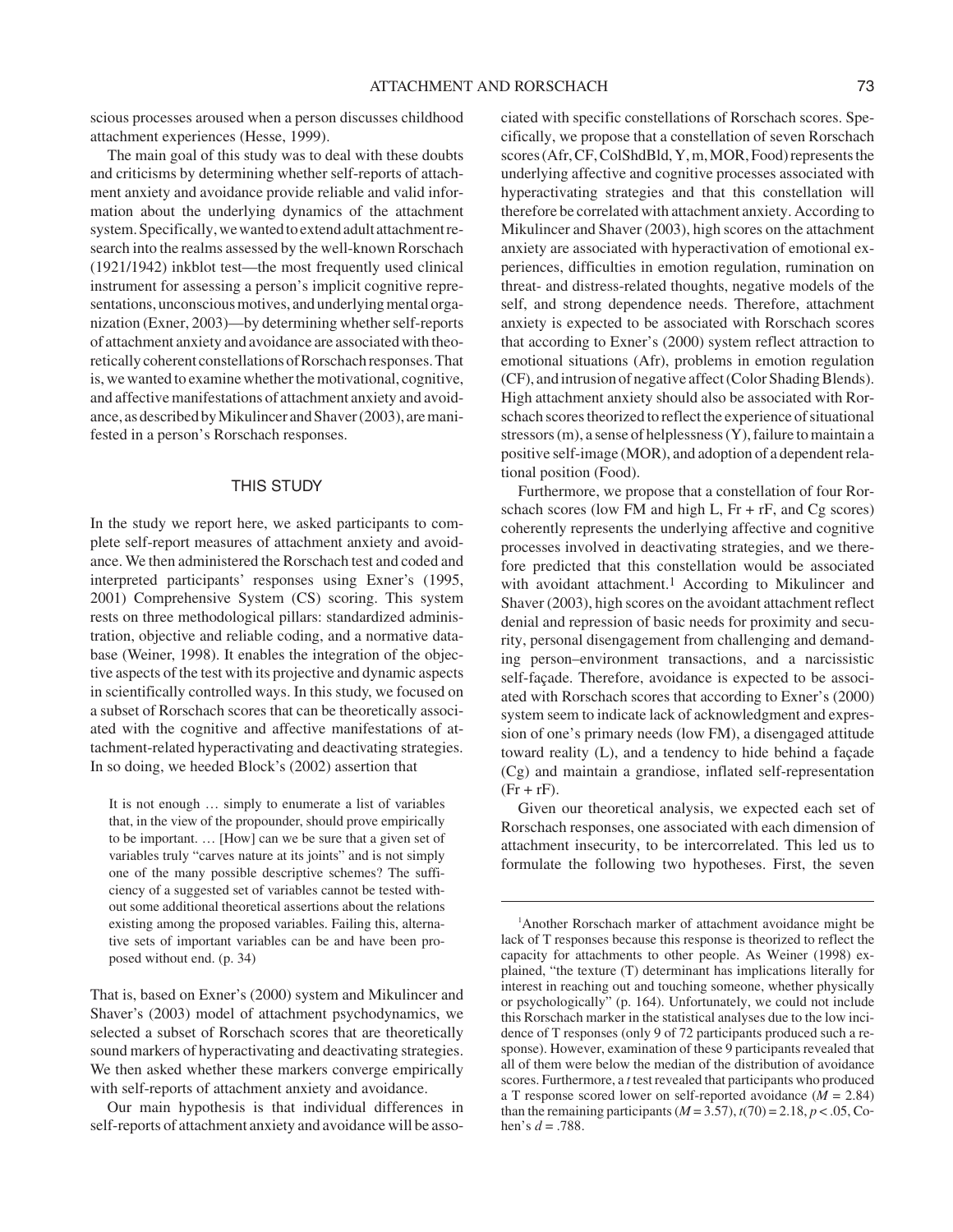scious processes aroused when a person discusses childhood attachment experiences (Hesse, 1999).

The main goal of this study was to deal with these doubts and criticisms by determining whether self-reports of attachment anxiety and avoidance provide reliable and valid information about the underlying dynamics of the attachment system. Specifically, we wanted to extend adult attachment research into the realms assessed by the well-known Rorschach (1921/1942) inkblot test—the most frequently used clinical instrument for assessing a person's implicit cognitive representations, unconscious motives, and underlying mental organization (Exner, 2003)—by determining whether self-reports of attachment anxiety and avoidance are associated with theoretically coherent constellations of Rorschach responses. That is, we wanted to examine whether the motivational, cognitive, and affective manifestations of attachment anxiety and avoidance, as described by Mikulincer and Shaver (2003), are manifested in a person's Rorschach responses.

## THIS STUDY

In the study we report here, we asked participants to complete self-report measures of attachment anxiety and avoidance. We then administered the Rorschach test and coded and interpreted participants' responses using Exner's (1995, 2001) Comprehensive System (CS) scoring. This system rests on three methodological pillars: standardized administration, objective and reliable coding, and a normative database (Weiner, 1998). It enables the integration of the objective aspects of the test with its projective and dynamic aspects in scientifically controlled ways. In this study, we focused on a subset of Rorschach scores that can be theoretically associated with the cognitive and affective manifestations of attachment-related hyperactivating and deactivating strategies. In so doing, we heeded Block's (2002) assertion that

> It is not enough … simply to enumerate a list of variables that, in the view of the propounder, should prove empirically to be important. … [How] can we be sure that a given set of variables truly "carves nature at its joints" and is not simply one of the many possible descriptive schemes? The sufficiency of a suggested set of variables cannot be tested without some additional theoretical assertions about the relations existing among the proposed variables. Failing this, alternative sets of important variables can be and have been proposed without end. (p. 34)

That is, based on Exner's (2000) system and Mikulincer and Shaver's (2003) model of attachment psychodynamics, we selected a subset of Rorschach scores that are theoretically sound markers of hyperactivating and deactivating strategies. We then asked whether these markers converge empirically with self-reports of attachment anxiety and avoidance.

Our main hypothesis is that individual differences in self-reports of attachment anxiety and avoidance will be associated with specific constellations of Rorschach scores. Specifically, we propose that a constellation of seven Rorschach scores (Afr, CF, ColShdBld, Y, m, MOR, Food) represents the underlying affective and cognitive processes associated with hyperactivating strategies and that this constellation will therefore be correlated with attachment anxiety. According to Mikulincer and Shaver (2003), high scores on the attachment anxiety are associated with hyperactivation of emotional experiences, difficulties in emotion regulation, rumination on threat- and distress-related thoughts, negative models of the self, and strong dependence needs. Therefore, attachment anxiety is expected to be associated with Rorschach scores that according to Exner's (2000) system reflect attraction to emotional situations (Afr), problems in emotion regulation (CF), and intrusion of negative affect (Color Shading Blends). High attachment anxiety should also be associated with Rorschach scores theorized to reflect the experience of situational stressors (m), a sense of helplessness (Y), failure to maintain a positive self-image (MOR), and adoption of a dependent relational position (Food).

Furthermore, we propose that a constellation of four Rorschach scores (low FM and high L, Fr + rF, and Cg scores) coherently represents the underlying affective and cognitive processes involved in deactivating strategies, and we therefore predicted that this constellation would be associated with avoidant attachment.[1] According to Mikulincer and Shaver (2003), high scores on the avoidant attachment reflect denial and repression of basic needs for proximity and security, personal disengagement from challenging and demanding person–environment transactions, and a narcissistic self-façade. Therefore, avoidance is expected to be associated with Rorschach scores that according to Exner's (2000) system seem to indicate lack of acknowledgment and expression of one's primary needs (low FM), a disengaged attitude toward reality (L), and a tendency to hide behind a façade (Cg) and maintain a grandiose, inflated self-representation (Fr + rF).

Given our theoretical analysis, we expected each set of Rorschach responses, one associated with each dimension of attachment insecurity, to be intercorrelated. This led us to formulate the following two hypotheses. First, the seven

[1]Another Rorschach marker of attachment avoidance might be lack of T responses because this response is theorized to reflect the capacity for attachments to other people. As Weiner (1998) explained, "the texture (T) determinant has implications literally for interest in reaching out and touching someone, whether physically or psychologically" (p. 164). Unfortunately, we could not include this Rorschach marker in the statistical analyses due to the low incidence of T responses (only 9 of 72 participants produced such a response). However, examination of these 9 participants revealed that all of them were below the median of the distribution of avoidance scores. Furthermore, a *t* test revealed that participants who produced a T response scored lower on self-reported avoidance ($M = 2.84$) than the remaining participants ($M = 3.57$), $t(70) = 2.18$, $p < .05$, Cohen's $d = .788$.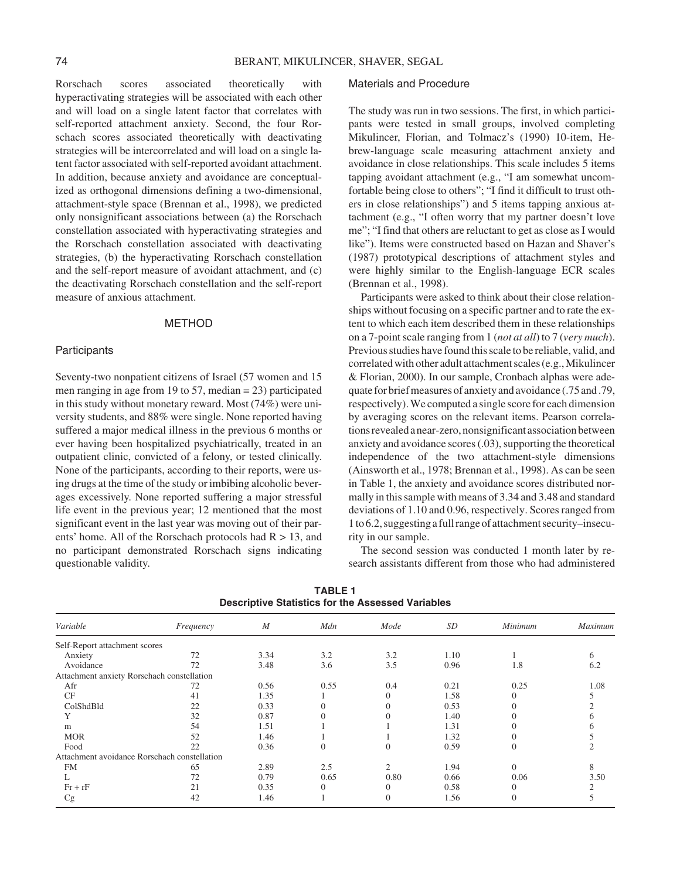Rorschach scores associated theoretically with hyperactivating strategies will be associated with each other and will load on a single latent factor that correlates with self-reported attachment anxiety. Second, the four Rorschach scores associated theoretically with deactivating strategies will be intercorrelated and will load on a single latent factor associated with self-reported avoidant attachment. In addition, because anxiety and avoidance are conceptualized as orthogonal dimensions defining a two-dimensional, attachment-style space (Brennan et al., 1998), we predicted only nonsignificant associations between (a) the Rorschach constellation associated with hyperactivating strategies and the Rorschach constellation associated with deactivating strategies, (b) the hyperactivating Rorschach constellation and the self-report measure of avoidant attachment, and (c) the deactivating Rorschach constellation and the self-report measure of anxious attachment.

## METHOD

### Participants

Seventy-two nonpatient citizens of Israel (57 women and 15 men ranging in age from 19 to 57, median = 23) participated in this study without monetary reward. Most (74%) were university students, and 88% were single. None reported having suffered a major medical illness in the previous 6 months or ever having been hospitalized psychiatrically, treated in an outpatient clinic, convicted of a felony, or tested clinically. None of the participants, according to their reports, were using drugs at the time of the study or imbibing alcoholic beverages excessively. None reported suffering a major stressful life event in the previous year; 12 mentioned that the most significant event in the last year was moving out of their parents' home. All of the Rorschach protocols had $R > 13$, and no participant demonstrated Rorschach signs indicating questionable validity.

### Materials and Procedure

The study was run in two sessions. The first, in which participants were tested in small groups, involved completing Mikulincer, Florian, and Tolmacz's (1990) 10-item, Hebrew-language scale measuring attachment anxiety and avoidance in close relationships. This scale includes 5 items tapping avoidant attachment (e.g., "I am somewhat uncomfortable being close to others"; "I find it difficult to trust others in close relationships") and 5 items tapping anxious attachment (e.g., "I often worry that my partner doesn't love me"; "I find that others are reluctant to get as close as I would like"). Items were constructed based on Hazan and Shaver's (1987) prototypical descriptions of attachment styles and were highly similar to the English-language ECR scales (Brennan et al., 1998).

Participants were asked to think about their close relationships without focusing on a specific partner and to rate the extent to which each item described them in these relationships on a 7-point scale ranging from 1 (*not at all*) to 7 (*very much*). Previous studies have found this scale to be reliable, valid, and correlated with other adult attachment scales (e.g., Mikulincer & Florian, 2000). In our sample, Cronbach alphas were adequate for brief measures of anxiety and avoidance (.75 and .79, respectively). We computed a single score for each dimension by averaging scores on the relevant items. Pearson correlations revealed a near-zero, nonsignificant association between anxiety and avoidance scores (.03), supporting the theoretical independence of the two attachment-style dimensions (Ainsworth et al., 1978; Brennan et al., 1998). As can be seen in Table 1, the anxiety and avoidance scores distributed normally in this sample with means of 3.34 and 3.48 and standard deviations of 1.10 and 0.96, respectively. Scores ranged from 1 to 6.2, suggesting a full range of attachment security–insecurity in our sample.

The second session was conducted 1 month later by research assistants different from those who had administered

**TABLE 1**
**Descriptive Statistics for the Assessed Variables**

| *Variable* | *Frequency* | *M* | *Mdn* | *Mode* | *SD* | *Minimum* | *Maximum* |
|---|---|---|---|---|---|---|---|
| Self-Report attachment scores | | | | | | | |
| Anxiety | 72 | 3.34 | 3.2 | 3.2 | 1.10 | 1 | 6 |
| Avoidance | 72 | 3.48 | 3.6 | 3.5 | 0.96 | 1.8 | 6.2 |
| Attachment anxiety Rorschach constellation | | | | | | | |
| Afr | 72 | 0.56 | 0.55 | 0.4 | 0.21 | 0.25 | 1.08 |
| CF | 41 | 1.35 | 1 | 0 | 1.58 | 0 | 5 |
| ColShdBld | 22 | 0.33 | 0 | 0 | 0.53 | 0 | 2 |
| Y | 32 | 0.87 | 0 | 0 | 1.40 | 0 | 6 |
| m | 54 | 1.51 | 1 | 1 | 1.31 | 0 | 6 |
| MOR | 52 | 1.46 | 1 | 1 | 1.32 | 0 | 5 |
| Food | 22 | 0.36 | 0 | 0 | 0.59 | 0 | 2 |
| Attachment avoidance Rorschach constellation | | | | | | | |
| FM | 65 | 2.89 | 2.5 | 2 | 1.94 | 0 | 8 |
| L | 72 | 0.79 | 0.65 | 0.80 | 0.66 | 0.06 | 3.50 |
| Fr + rF | 21 | 0.35 | 0 | 0 | 0.58 | 0 | 2 |
| Cg | 42 | 1.46 | 1 | 0 | 1.56 | 0 | 5 |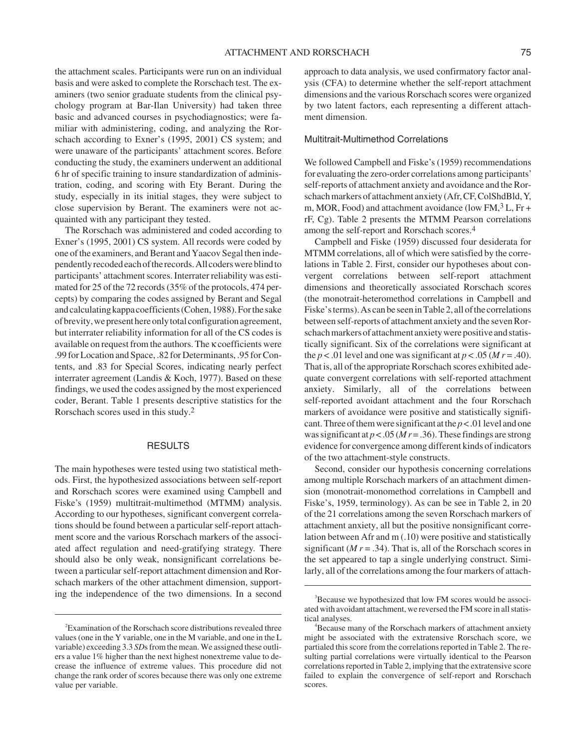the attachment scales. Participants were run on an individual basis and were asked to complete the Rorschach test. The examiners (two senior graduate students from the clinical psychology program at Bar-Ilan University) had taken three basic and advanced courses in psychodiagnostics; were familiar with administering, coding, and analyzing the Rorschach according to Exner's (1995, 2001) CS system; and were unaware of the participants' attachment scores. Before conducting the study, the examiners underwent an additional 6 hr of specific training to insure standardization of administration, coding, and scoring with Ety Berant. During the study, especially in its initial stages, they were subject to close supervision by Berant. The examiners were not acquainted with any participant they tested.

The Rorschach was administered and coded according to Exner's (1995, 2001) CS system. All records were coded by one of the examiners, and Berant and Yaacov Segal then independently recoded each of the records. All coders were blind to participants' attachment scores. Interrater reliability was estimated for 25 of the 72 records (35% of the protocols, 474 percepts) by comparing the codes assigned by Berant and Segal and calculating kappa coefficients (Cohen, 1988). For the sake of brevity, we present here only total configuration agreement, but interrater reliability information for all of the CS codes is available on request from the authors. The $\kappa$ coefficients were .99 for Location and Space, .82 for Determinants, .95 for Contents, and .83 for Special Scores, indicating nearly perfect interrater agreement (Landis & Koch, 1977). Based on these findings, we used the codes assigned by the most experienced coder, Berant. Table 1 presents descriptive statistics for the Rorschach scores used in this study.[2]

## RESULTS

The main hypotheses were tested using two statistical methods. First, the hypothesized associations between self-report and Rorschach scores were examined using Campbell and Fiske's (1959) multitrait-multimethod (MTMM) analysis. According to our hypotheses, significant convergent correlations should be found between a particular self-report attachment score and the various Rorschach markers of the associated affect regulation and need-gratifying strategy. There should also be only weak, nonsignificant correlations between a particular self-report attachment dimension and Rorschach markers of the other attachment dimension, supporting the independence of the two dimensions. In a second approach to data analysis, we used confirmatory factor analysis (CFA) to determine whether the self-report attachment dimensions and the various Rorschach scores were organized by two latent factors, each representing a different attachment dimension.

### Multitrait-Multimethod Correlations

We followed Campbell and Fiske's (1959) recommendations for evaluating the zero-order correlations among participants' self-reports of attachment anxiety and avoidance and the Rorschach markers of attachment anxiety (Afr, CF, ColShdBld, Y, m, MOR, Food) and attachment avoidance (low FM,[3] L, Fr + rF, Cg). Table 2 presents the MTMM Pearson correlations among the self-report and Rorschach scores.[4]

Campbell and Fiske (1959) discussed four desiderata for MTMM correlations, all of which were satisfied by the correlations in Table 2. First, consider our hypotheses about convergent correlations between self-report attachment dimensions and theoretically associated Rorschach scores (the monotrait-heteromethod correlations in Campbell and Fiske's terms). As can be seen in Table 2, all of the correlations between self-reports of attachment anxiety and the seven Rorschach markers of attachment anxiety were positive and statistically significant. Six of the correlations were significant at the $p < .01$ level and one was significant at $p < .05$ ($M\ r = .40$). That is, all of the appropriate Rorschach scores exhibited adequate convergent correlations with self-reported attachment anxiety. Similarly, all of the correlations between self-reported avoidant attachment and the four Rorschach markers of avoidance were positive and statistically significant. Three of them were significant at the $p < .01$ level and one was significant at $p < .05$ ($M\ r = .36$). These findings are strong evidence for convergence among different kinds of indicators of the two attachment-style constructs.

Second, consider our hypothesis concerning correlations among multiple Rorschach markers of an attachment dimension (monotrait-monomethod correlations in Campbell and Fiske's, 1959, terminology). As can be see in Table 2, in 20 of the 21 correlations among the seven Rorschach markers of attachment anxiety, all but the positive nonsignificant correlation between Afr and m (.10) were positive and statistically significant ($M\ r = .34$). That is, all of the Rorschach scores in the set appeared to tap a single underlying construct. Similarly, all of the correlations among the four markers of attach-

---

[2]Examination of the Rorschach score distributions revealed three values (one in the Y variable, one in the M variable, and one in the L variable) exceeding 3.3 *SD*s from the mean. We assigned these outliers a value 1% higher than the next highest nonextreme value to decrease the influence of extreme values. This procedure did not change the rank order of scores because there was only one extreme value per variable.

[3]Because we hypothesized that low FM scores would be associated with avoidant attachment, we reversed the FM score in all statistical analyses.

[4]Because many of the Rorschach markers of attachment anxiety might be associated with the extratensive Rorschach score, we partialed this score from the correlations reported in Table 2. The resulting partial correlations were virtually identical to the Pearson correlations reported in Table 2, implying that the extratensive score failed to explain the convergence of self-report and Rorschach scores.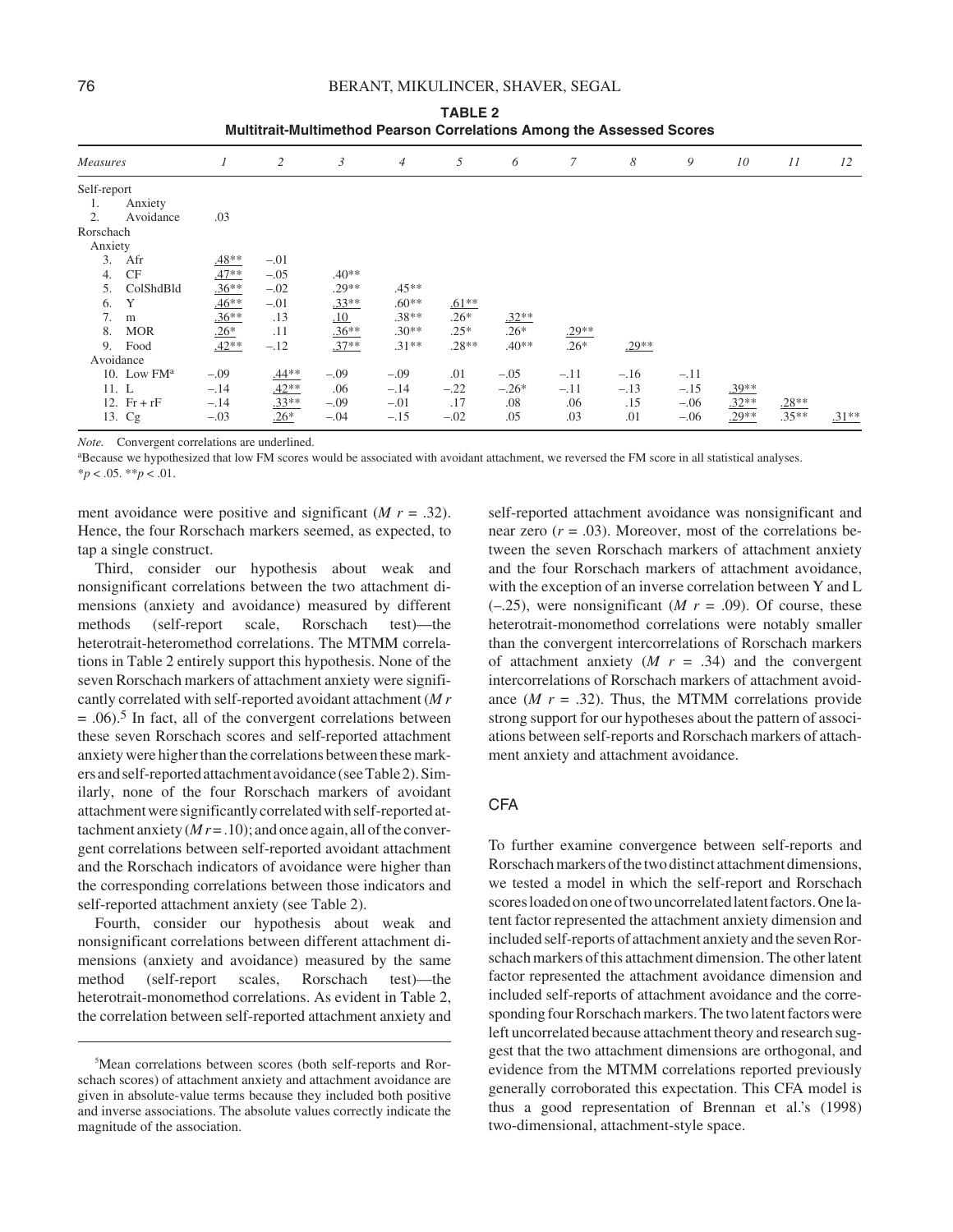**TABLE 2**
**Multitrait-Multimethod Pearson Correlations Among the Assessed Scores**

| *Measures* | *1* | *2* | *3* | *4* | *5* | *6* | *7* | *8* | *9* | *10* | *11* | *12* |
|---|---|---|---|---|---|---|---|---|---|---|---|---|
| Self-report | | | | | | | | | | | | |
| 1. Anxiety | | | | | | | | | | | | |
| 2. Avoidance | .03 | | | | | | | | | | | |
| Rorschach | | | | | | | | | | | | |
| Anxiety | | | | | | | | | | | | |
| 3. Afr | <u>.48**</u> | −.01 | | | | | | | | | | |
| 4. CF | <u>.47**</u> | −.05 | .40** | | | | | | | | | |
| 5. ColShdBld | <u>.36**</u> | −.02 | .29** | .45** | | | | | | | | |
| 6. Y | <u>.46**</u> | −.01 | <u>.33**</u> | .60** | <u>.61**</u> | | | | | | | |
| 7. m | <u>.36**</u> | .13 | <u>.10</u> | .38** | .26* | <u>.32**</u> | | | | | | |
| 8. MOR | <u>.26*</u> | .11 | <u>.36**</u> | .30** | .25* | .26* | <u>.29**</u> | | | | | |
| 9. Food | <u>.42**</u> | −.12 | <u>.37**</u> | .31** | .28** | .40** | .26* | <u>.29**</u> | | | | |
| Avoidance | | | | | | | | | | | | |
| 10. Low FM[a] | −.09 | <u>.44**</u> | −.09 | −.09 | .01 | −.05 | −.11 | −.16 | −.11 | | | |
| 11. L | −.14 | <u>.42**</u> | .06 | −.14 | −.22 | −.26* | −.11 | −.13 | −.15 | <u>.39**</u> | | |
| 12. Fr + rF | −.14 | <u>.33**</u> | −.09 | −.01 | .17 | .08 | .06 | .15 | −.06 | <u>.32**</u> | <u>.28**</u> | |
| 13. Cg | −.03 | <u>.26*</u> | −.04 | −.15 | −.02 | .05 | .03 | .01 | −.06 | <u>.29**</u> | .35** | <u>.31**</u> |

*Note.* Convergent correlations are underlined.

[a]Because we hypothesized that low FM scores would be associated with avoidant attachment, we reversed the FM score in all statistical analyses.

$*p < .05$. $**p < .01$.

ment avoidance were positive and significant ($M\ r = .32$). Hence, the four Rorschach markers seemed, as expected, to tap a single construct.

Third, consider our hypothesis about weak and nonsignificant correlations between the two attachment dimensions (anxiety and avoidance) measured by different methods (self-report scale, Rorschach test)—the heterotrait-heteromethod correlations. The MTMM correlations in Table 2 entirely support this hypothesis. None of the seven Rorschach markers of attachment anxiety were significantly correlated with self-reported avoidant attachment ($M\ r = .06$).[5] In fact, all of the convergent correlations between these seven Rorschach scores and self-reported attachment anxiety were higher than the correlations between these markers and self-reported attachment avoidance (see Table 2). Similarly, none of the four Rorschach markers of avoidant attachment were significantly correlated with self-reported attachment anxiety ($M\ r = .10$); and once again, all of the convergent correlations between self-reported avoidant attachment and the Rorschach indicators of avoidance were higher than the corresponding correlations between those indicators and self-reported attachment anxiety (see Table 2).

Fourth, consider our hypothesis about weak and nonsignificant correlations between different attachment dimensions (anxiety and avoidance) measured by the same method (self-report scales, Rorschach test)—the heterotrait-monomethod correlations. As evident in Table 2, the correlation between self-reported attachment anxiety and self-reported attachment avoidance was nonsignificant and near zero ($r = .03$). Moreover, most of the correlations between the seven Rorschach markers of attachment anxiety and the four Rorschach markers of attachment avoidance, with the exception of an inverse correlation between Y and L (–.25), were nonsignificant ($M\ r = .09$). Of course, these heterotrait-monomethod correlations were notably smaller than the convergent intercorrelations of Rorschach markers of attachment anxiety ($M\ r = .34$) and the convergent intercorrelations of Rorschach markers of attachment avoidance ($M\ r = .32$). Thus, the MTMM correlations provide strong support for our hypotheses about the pattern of associations between self-reports and Rorschach markers of attachment anxiety and attachment avoidance.

## CFA

To further examine convergence between self-reports and Rorschach markers of the two distinct attachment dimensions, we tested a model in which the self-report and Rorschach scores loaded on one of two uncorrelated latent factors. One latent factor represented the attachment anxiety dimension and included self-reports of attachment anxiety and the seven Rorschach markers of this attachment dimension. The other latent factor represented the attachment avoidance dimension and included self-reports of attachment avoidance and the corresponding four Rorschach markers. The two latent factors were left uncorrelated because attachment theory and research suggest that the two attachment dimensions are orthogonal, and evidence from the MTMM correlations reported previously generally corroborated this expectation. This CFA model is thus a good representation of Brennan et al.'s (1998) two-dimensional, attachment-style space.

[5]Mean correlations between scores (both self-reports and Rorschach scores) of attachment anxiety and attachment avoidance are given in absolute-value terms because they included both positive and inverse associations. The absolute values correctly indicate the magnitude of the association.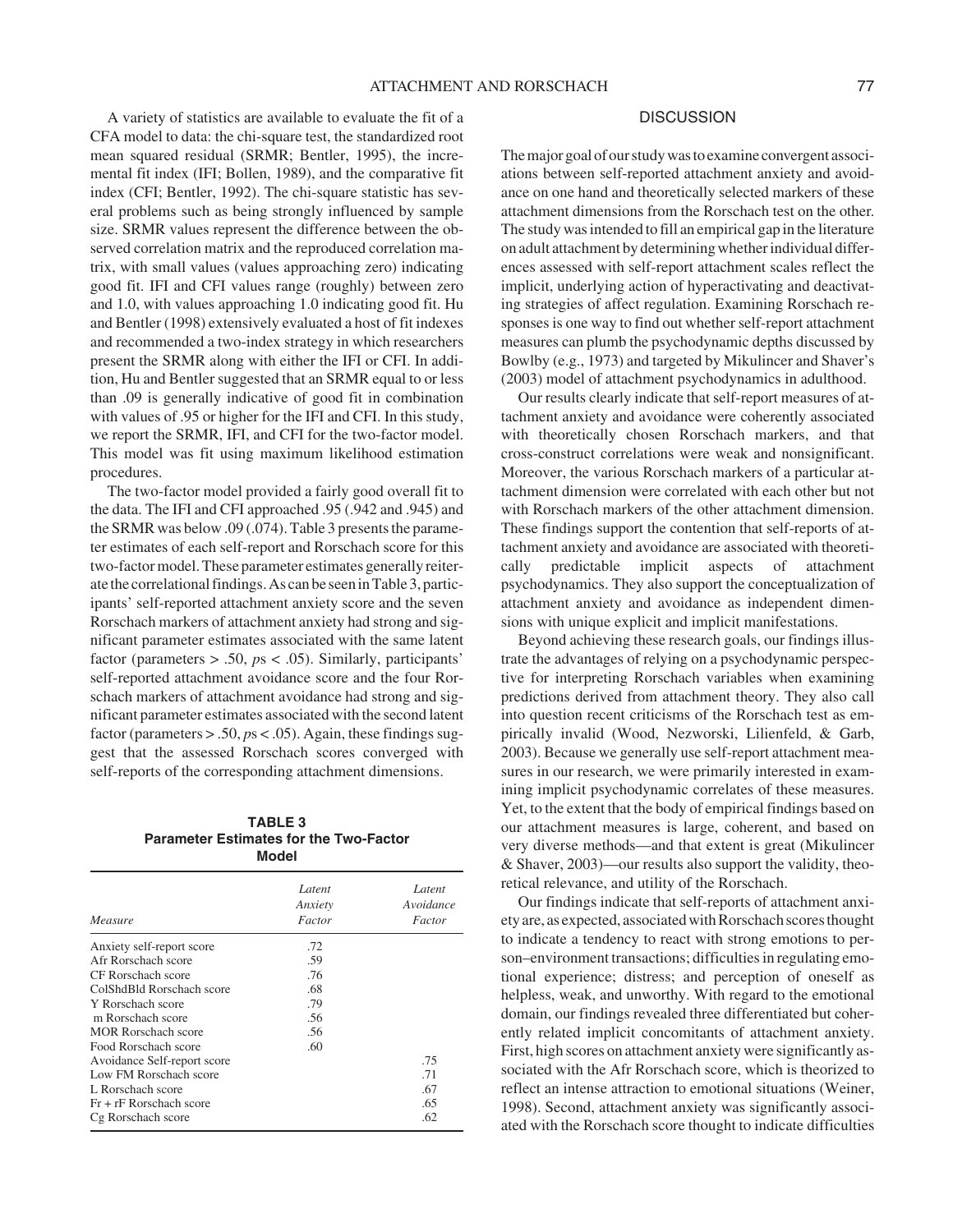A variety of statistics are available to evaluate the fit of a CFA model to data: the chi-square test, the standardized root mean squared residual (SRMR; Bentler, 1995), the incremental fit index (IFI; Bollen, 1989), and the comparative fit index (CFI; Bentler, 1992). The chi-square statistic has several problems such as being strongly influenced by sample size. SRMR values represent the difference between the observed correlation matrix and the reproduced correlation matrix, with small values (values approaching zero) indicating good fit. IFI and CFI values range (roughly) between zero and 1.0, with values approaching 1.0 indicating good fit. Hu and Bentler (1998) extensively evaluated a host of fit indexes and recommended a two-index strategy in which researchers present the SRMR along with either the IFI or CFI. In addition, Hu and Bentler suggested that an SRMR equal to or less than .09 is generally indicative of good fit in combination with values of .95 or higher for the IFI and CFI. In this study, we report the SRMR, IFI, and CFI for the two-factor model. This model was fit using maximum likelihood estimation procedures.

The two-factor model provided a fairly good overall fit to the data. The IFI and CFI approached .95 (.942 and .945) and the SRMR was below .09 (.074). Table 3 presents the parameter estimates of each self-report and Rorschach score for this two-factor model. These parameter estimates generally reiterate the correlational findings. As can be seen in Table 3, participants' self-reported attachment anxiety score and the seven Rorschach markers of attachment anxiety had strong and significant parameter estimates associated with the same latent factor (parameters > .50, $p$s < .05). Similarly, participants' self-reported attachment avoidance score and the four Rorschach markers of attachment avoidance had strong and significant parameter estimates associated with the second latent factor (parameters > .50, $p$s < .05). Again, these findings suggest that the assessed Rorschach scores converged with self-reports of the corresponding attachment dimensions.

**TABLE 3**
**Parameter Estimates for the Two-Factor Model**

| *Measure* | *Latent Anxiety Factor* | *Latent Avoidance Factor* |
|---|---|---|
| Anxiety self-report score | .72 | |
| Afr Rorschach score | .59 | |
| CF Rorschach score | .76 | |
| ColShdBld Rorschach score | .68 | |
| Y Rorschach score | .79 | |
| m Rorschach score | .56 | |
| MOR Rorschach score | .56 | |
| Food Rorschach score | .60 | |
| Avoidance Self-report score | | .75 |
| Low FM Rorschach score | | .71 |
| L Rorschach score | | .67 |
| Fr + rF Rorschach score | | .65 |
| Cg Rorschach score | | .62 |

## DISCUSSION

The major goal of our study was to examine convergent associations between self-reported attachment anxiety and avoidance on one hand and theoretically selected markers of these attachment dimensions from the Rorschach test on the other. The study was intended to fill an empirical gap in the literature on adult attachment by determining whether individual differences assessed with self-report attachment scales reflect the implicit, underlying action of hyperactivating and deactivating strategies of affect regulation. Examining Rorschach responses is one way to find out whether self-report attachment measures can plumb the psychodynamic depths discussed by Bowlby (e.g., 1973) and targeted by Mikulincer and Shaver's (2003) model of attachment psychodynamics in adulthood.

Our results clearly indicate that self-report measures of attachment anxiety and avoidance were coherently associated with theoretically chosen Rorschach markers, and that cross-construct correlations were weak and nonsignificant. Moreover, the various Rorschach markers of a particular attachment dimension were correlated with each other but not with Rorschach markers of the other attachment dimension. These findings support the contention that self-reports of attachment anxiety and avoidance are associated with theoretically predictable implicit aspects of attachment psychodynamics. They also support the conceptualization of attachment anxiety and avoidance as independent dimensions with unique explicit and implicit manifestations.

Beyond achieving these research goals, our findings illustrate the advantages of relying on a psychodynamic perspective for interpreting Rorschach variables when examining predictions derived from attachment theory. They also call into question recent criticisms of the Rorschach test as empirically invalid (Wood, Nezworski, Lilienfeld, & Garb, 2003). Because we generally use self-report attachment measures in our research, we were primarily interested in examining implicit psychodynamic correlates of these measures. Yet, to the extent that the body of empirical findings based on our attachment measures is large, coherent, and based on very diverse methods—and that extent is great (Mikulincer & Shaver, 2003)—our results also support the validity, theoretical relevance, and utility of the Rorschach.

Our findings indicate that self-reports of attachment anxiety are, as expected, associated with Rorschach scores thought to indicate a tendency to react with strong emotions to person–environment transactions; difficulties in regulating emotional experience; distress; and perception of oneself as helpless, weak, and unworthy. With regard to the emotional domain, our findings revealed three differentiated but coherently related implicit concomitants of attachment anxiety. First, high scores on attachment anxiety were significantly associated with the Afr Rorschach score, which is theorized to reflect an intense attraction to emotional situations (Weiner, 1998). Second, attachment anxiety was significantly associated with the Rorschach score thought to indicate difficulties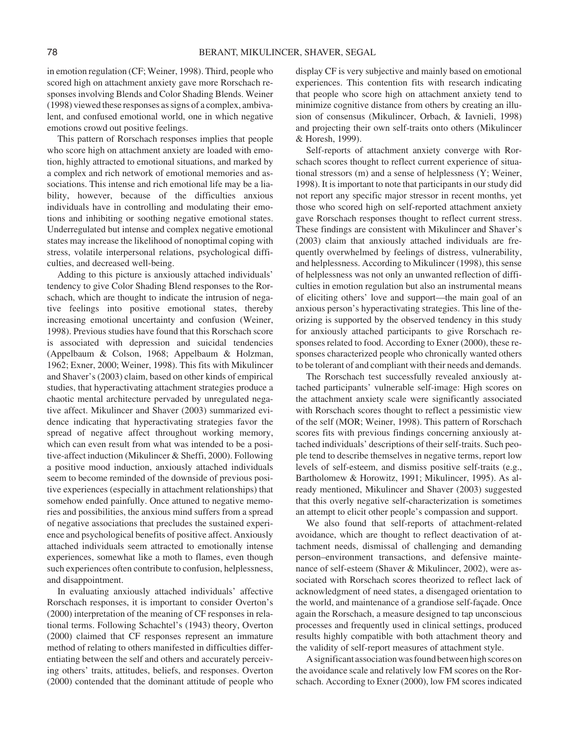in emotion regulation (CF; Weiner, 1998). Third, people who scored high on attachment anxiety gave more Rorschach responses involving Blends and Color Shading Blends. Weiner (1998) viewed these responses as signs of a complex, ambivalent, and confused emotional world, one in which negative emotions crowd out positive feelings.

This pattern of Rorschach responses implies that people who score high on attachment anxiety are loaded with emotion, highly attracted to emotional situations, and marked by a complex and rich network of emotional memories and associations. This intense and rich emotional life may be a liability, however, because of the difficulties anxious individuals have in controlling and modulating their emotions and inhibiting or soothing negative emotional states. Underregulated but intense and complex negative emotional states may increase the likelihood of nonoptimal coping with stress, volatile interpersonal relations, psychological difficulties, and decreased well-being.

Adding to this picture is anxiously attached individuals' tendency to give Color Shading Blend responses to the Rorschach, which are thought to indicate the intrusion of negative feelings into positive emotional states, thereby increasing emotional uncertainty and confusion (Weiner, 1998). Previous studies have found that this Rorschach score is associated with depression and suicidal tendencies (Appelbaum & Colson, 1968; Appelbaum & Holzman, 1962; Exner, 2000; Weiner, 1998). This fits with Mikulincer and Shaver's (2003) claim, based on other kinds of empirical studies, that hyperactivating attachment strategies produce a chaotic mental architecture pervaded by unregulated negative affect. Mikulincer and Shaver (2003) summarized evidence indicating that hyperactivating strategies favor the spread of negative affect throughout working memory, which can even result from what was intended to be a positive-affect induction (Mikulincer & Sheffi, 2000). Following a positive mood induction, anxiously attached individuals seem to become reminded of the downside of previous positive experiences (especially in attachment relationships) that somehow ended painfully. Once attuned to negative memories and possibilities, the anxious mind suffers from a spread of negative associations that precludes the sustained experience and psychological benefits of positive affect. Anxiously attached individuals seem attracted to emotionally intense experiences, somewhat like a moth to flames, even though such experiences often contribute to confusion, helplessness, and disappointment.

In evaluating anxiously attached individuals' affective Rorschach responses, it is important to consider Overton's (2000) interpretation of the meaning of CF responses in relational terms. Following Schachtel's (1943) theory, Overton (2000) claimed that CF responses represent an immature method of relating to others manifested in difficulties differentiating between the self and others and accurately perceiving others' traits, attitudes, beliefs, and responses. Overton (2000) contended that the dominant attitude of people who display CF is very subjective and mainly based on emotional experiences. This contention fits with research indicating that people who score high on attachment anxiety tend to minimize cognitive distance from others by creating an illusion of consensus (Mikulincer, Orbach, & Iavnieli, 1998) and projecting their own self-traits onto others (Mikulincer & Horesh, 1999).

Self-reports of attachment anxiety converge with Rorschach scores thought to reflect current experience of situational stressors (m) and a sense of helplessness (Y; Weiner, 1998). It is important to note that participants in our study did not report any specific major stressor in recent months, yet those who scored high on self-reported attachment anxiety gave Rorschach responses thought to reflect current stress. These findings are consistent with Mikulincer and Shaver's (2003) claim that anxiously attached individuals are frequently overwhelmed by feelings of distress, vulnerability, and helplessness. According to Mikulincer (1998), this sense of helplessness was not only an unwanted reflection of difficulties in emotion regulation but also an instrumental means of eliciting others' love and support—the main goal of an anxious person's hyperactivating strategies. This line of theorizing is supported by the observed tendency in this study for anxiously attached participants to give Rorschach responses related to food. According to Exner (2000), these responses characterized people who chronically wanted others to be tolerant of and compliant with their needs and demands.

The Rorschach test successfully revealed anxiously attached participants' vulnerable self-image: High scores on the attachment anxiety scale were significantly associated with Rorschach scores thought to reflect a pessimistic view of the self (MOR; Weiner, 1998). This pattern of Rorschach scores fits with previous findings concerning anxiously attached individuals' descriptions of their self-traits. Such people tend to describe themselves in negative terms, report low levels of self-esteem, and dismiss positive self-traits (e.g., Bartholomew & Horowitz, 1991; Mikulincer, 1995). As already mentioned, Mikulincer and Shaver (2003) suggested that this overly negative self-characterization is sometimes an attempt to elicit other people's compassion and support.

We also found that self-reports of attachment-related avoidance, which are thought to reflect deactivation of attachment needs, dismissal of challenging and demanding person–environment transactions, and defensive maintenance of self-esteem (Shaver & Mikulincer, 2002), were associated with Rorschach scores theorized to reflect lack of acknowledgment of need states, a disengaged orientation to the world, and maintenance of a grandiose self-façade. Once again the Rorschach, a measure designed to tap unconscious processes and frequently used in clinical settings, produced results highly compatible with both attachment theory and the validity of self-report measures of attachment style.

A significant association was found between high scores on the avoidance scale and relatively low FM scores on the Rorschach. According to Exner (2000), low FM scores indicated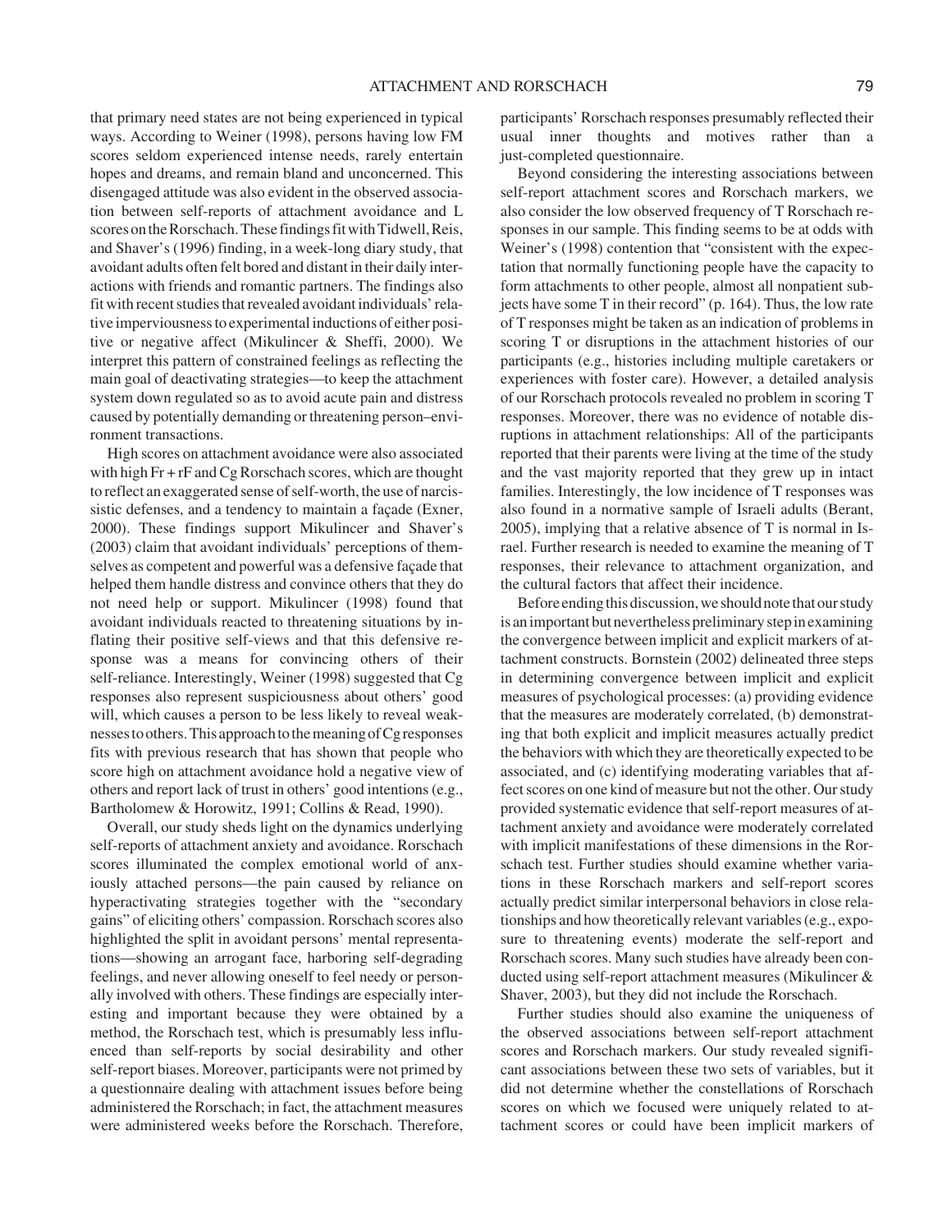that primary need states are not being experienced in typical ways. According to Weiner (1998), persons having low FM scores seldom experienced intense needs, rarely entertain hopes and dreams, and remain bland and unconcerned. This disengaged attitude was also evident in the observed association between self-reports of attachment avoidance and L scores on the Rorschach. These findings fit with Tidwell, Reis, and Shaver's (1996) finding, in a week-long diary study, that avoidant adults often felt bored and distant in their daily interactions with friends and romantic partners. The findings also fit with recent studies that revealed avoidant individuals' relative imperviousness to experimental inductions of either positive or negative affect (Mikulincer & Sheffi, 2000). We interpret this pattern of constrained feelings as reflecting the main goal of deactivating strategies—to keep the attachment system down regulated so as to avoid acute pain and distress caused by potentially demanding or threatening person–environment transactions.

High scores on attachment avoidance were also associated with high Fr + rF and Cg Rorschach scores, which are thought to reflect an exaggerated sense of self-worth, the use of narcissistic defenses, and a tendency to maintain a façade (Exner, 2000). These findings support Mikulincer and Shaver's (2003) claim that avoidant individuals' perceptions of themselves as competent and powerful was a defensive façade that helped them handle distress and convince others that they do not need help or support. Mikulincer (1998) found that avoidant individuals reacted to threatening situations by inflating their positive self-views and that this defensive response was a means for convincing others of their self-reliance. Interestingly, Weiner (1998) suggested that Cg responses also represent suspiciousness about others' good will, which causes a person to be less likely to reveal weaknesses to others. This approach to the meaning of Cg responses fits with previous research that has shown that people who score high on attachment avoidance hold a negative view of others and report lack of trust in others' good intentions (e.g., Bartholomew & Horowitz, 1991; Collins & Read, 1990).

Overall, our study sheds light on the dynamics underlying self-reports of attachment anxiety and avoidance. Rorschach scores illuminated the complex emotional world of anxiously attached persons—the pain caused by reliance on hyperactivating strategies together with the "secondary gains" of eliciting others' compassion. Rorschach scores also highlighted the split in avoidant persons' mental representations—showing an arrogant face, harboring self-degrading feelings, and never allowing oneself to feel needy or personally involved with others. These findings are especially interesting and important because they were obtained by a method, the Rorschach test, which is presumably less influenced than self-reports by social desirability and other self-report biases. Moreover, participants were not primed by a questionnaire dealing with attachment issues before being administered the Rorschach; in fact, the attachment measures were administered weeks before the Rorschach. Therefore, participants' Rorschach responses presumably reflected their usual inner thoughts and motives rather than a just-completed questionnaire.

Beyond considering the interesting associations between self-report attachment scores and Rorschach markers, we also consider the low observed frequency of T Rorschach responses in our sample. This finding seems to be at odds with Weiner's (1998) contention that "consistent with the expectation that normally functioning people have the capacity to form attachments to other people, almost all nonpatient subjects have some T in their record" (p. 164). Thus, the low rate of T responses might be taken as an indication of problems in scoring T or disruptions in the attachment histories of our participants (e.g., histories including multiple caretakers or experiences with foster care). However, a detailed analysis of our Rorschach protocols revealed no problem in scoring T responses. Moreover, there was no evidence of notable disruptions in attachment relationships: All of the participants reported that their parents were living at the time of the study and the vast majority reported that they grew up in intact families. Interestingly, the low incidence of T responses was also found in a normative sample of Israeli adults (Berant, 2005), implying that a relative absence of T is normal in Israel. Further research is needed to examine the meaning of T responses, their relevance to attachment organization, and the cultural factors that affect their incidence.

Before ending this discussion, we should note that our study is an important but nevertheless preliminary step in examining the convergence between implicit and explicit markers of attachment constructs. Bornstein (2002) delineated three steps in determining convergence between implicit and explicit measures of psychological processes: (a) providing evidence that the measures are moderately correlated, (b) demonstrating that both explicit and implicit measures actually predict the behaviors with which they are theoretically expected to be associated, and (c) identifying moderating variables that affect scores on one kind of measure but not the other. Our study provided systematic evidence that self-report measures of attachment anxiety and avoidance were moderately correlated with implicit manifestations of these dimensions in the Rorschach test. Further studies should examine whether variations in these Rorschach markers and self-report scores actually predict similar interpersonal behaviors in close relationships and how theoretically relevant variables (e.g., exposure to threatening events) moderate the self-report and Rorschach scores. Many such studies have already been conducted using self-report attachment measures (Mikulincer & Shaver, 2003), but they did not include the Rorschach.

Further studies should also examine the uniqueness of the observed associations between self-report attachment scores and Rorschach markers. Our study revealed significant associations between these two sets of variables, but it did not determine whether the constellations of Rorschach scores on which we focused were uniquely related to attachment scores or could have been implicit markers of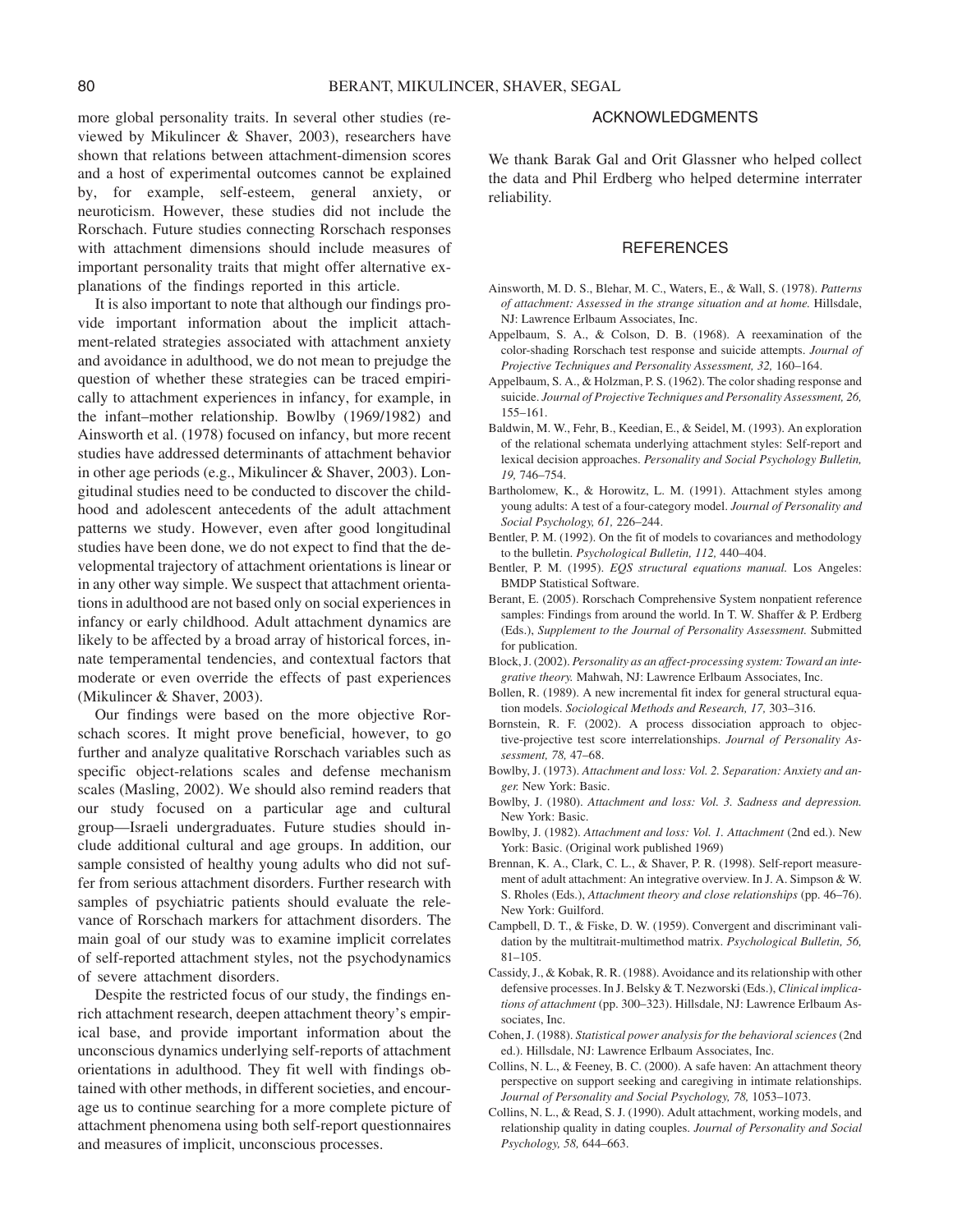more global personality traits. In several other studies (reviewed by Mikulincer & Shaver, 2003), researchers have shown that relations between attachment-dimension scores and a host of experimental outcomes cannot be explained by, for example, self-esteem, general anxiety, or neuroticism. However, these studies did not include the Rorschach. Future studies connecting Rorschach responses with attachment dimensions should include measures of important personality traits that might offer alternative explanations of the findings reported in this article.

It is also important to note that although our findings provide important information about the implicit attachment-related strategies associated with attachment anxiety and avoidance in adulthood, we do not mean to prejudge the question of whether these strategies can be traced empirically to attachment experiences in infancy, for example, in the infant–mother relationship. Bowlby (1969/1982) and Ainsworth et al. (1978) focused on infancy, but more recent studies have addressed determinants of attachment behavior in other age periods (e.g., Mikulincer & Shaver, 2003). Longitudinal studies need to be conducted to discover the childhood and adolescent antecedents of the adult attachment patterns we study. However, even after good longitudinal studies have been done, we do not expect to find that the developmental trajectory of attachment orientations is linear or in any other way simple. We suspect that attachment orientations in adulthood are not based only on social experiences in infancy or early childhood. Adult attachment dynamics are likely to be affected by a broad array of historical forces, innate temperamental tendencies, and contextual factors that moderate or even override the effects of past experiences (Mikulincer & Shaver, 2003).

Our findings were based on the more objective Rorschach scores. It might prove beneficial, however, to go further and analyze qualitative Rorschach variables such as specific object-relations scales and defense mechanism scales (Masling, 2002). We should also remind readers that our study focused on a particular age and cultural group—Israeli undergraduates. Future studies should include additional cultural and age groups. In addition, our sample consisted of healthy young adults who did not suffer from serious attachment disorders. Further research with samples of psychiatric patients should evaluate the relevance of Rorschach markers for attachment disorders. The main goal of our study was to examine implicit correlates of self-reported attachment styles, not the psychodynamics of severe attachment disorders.

Despite the restricted focus of our study, the findings enrich attachment research, deepen attachment theory's empirical base, and provide important information about the unconscious dynamics underlying self-reports of attachment orientations in adulthood. They fit well with findings obtained with other methods, in different societies, and encourage us to continue searching for a more complete picture of attachment phenomena using both self-report questionnaires and measures of implicit, unconscious processes.

## ACKNOWLEDGMENTS

We thank Barak Gal and Orit Glassner who helped collect the data and Phil Erdberg who helped determine interrater reliability.

## REFERENCES

Ainsworth, M. D. S., Blehar, M. C., Waters, E., & Wall, S. (1978). *Patterns of attachment: Assessed in the strange situation and at home.* Hillsdale, NJ: Lawrence Erlbaum Associates, Inc.

Appelbaum, S. A., & Colson, D. B. (1968). A reexamination of the color-shading Rorschach test response and suicide attempts. *Journal of Projective Techniques and Personality Assessment, 32,* 160–164.

Appelbaum, S. A., & Holzman, P. S. (1962). The color shading response and suicide. *Journal of Projective Techniques and Personality Assessment, 26,* 155–161.

Baldwin, M. W., Fehr, B., Keedian, E., & Seidel, M. (1993). An exploration of the relational schemata underlying attachment styles: Self-report and lexical decision approaches. *Personality and Social Psychology Bulletin, 19,* 746–754.

Bartholomew, K., & Horowitz, L. M. (1991). Attachment styles among young adults: A test of a four-category model. *Journal of Personality and Social Psychology, 61,* 226–244.

Bentler, P. M. (1992). On the fit of models to covariances and methodology to the bulletin. *Psychological Bulletin, 112,* 440–404.

Bentler, P. M. (1995). *EQS structural equations manual.* Los Angeles: BMDP Statistical Software.

Berant, E. (2005). Rorschach Comprehensive System nonpatient reference samples: Findings from around the world. In T. W. Shaffer & P. Erdberg (Eds.), *Supplement to the Journal of Personality Assessment.* Submitted for publication.

Block, J. (2002). *Personality as an affect-processing system: Toward an integrative theory.* Mahwah, NJ: Lawrence Erlbaum Associates, Inc.

Bollen, R. (1989). A new incremental fit index for general structural equation models. *Sociological Methods and Research, 17,* 303–316.

Bornstein, R. F. (2002). A process dissociation approach to objective-projective test score interrelationships. *Journal of Personality Assessment, 78,* 47–68.

Bowlby, J. (1973). *Attachment and loss: Vol. 2. Separation: Anxiety and anger.* New York: Basic.

Bowlby, J. (1980). *Attachment and loss: Vol. 3. Sadness and depression.* New York: Basic.

Bowlby, J. (1982). *Attachment and loss: Vol. 1. Attachment* (2nd ed.). New York: Basic. (Original work published 1969)

Brennan, K. A., Clark, C. L., & Shaver, P. R. (1998). Self-report measurement of adult attachment: An integrative overview. In J. A. Simpson & W. S. Rholes (Eds.), *Attachment theory and close relationships* (pp. 46–76). New York: Guilford.

Campbell, D. T., & Fiske, D. W. (1959). Convergent and discriminant validation by the multitrait-multimethod matrix. *Psychological Bulletin, 56,* 81–105.

Cassidy, J., & Kobak, R. R. (1988). Avoidance and its relationship with other defensive processes. In J. Belsky & T. Nezworski (Eds.), *Clinical implications of attachment* (pp. 300–323). Hillsdale, NJ: Lawrence Erlbaum Associates, Inc.

Cohen, J. (1988). *Statistical power analysis for the behavioral sciences* (2nd ed.). Hillsdale, NJ: Lawrence Erlbaum Associates, Inc.

Collins, N. L., & Feeney, B. C. (2000). A safe haven: An attachment theory perspective on support seeking and caregiving in intimate relationships. *Journal of Personality and Social Psychology, 78,* 1053–1073.

Collins, N. L., & Read, S. J. (1990). Adult attachment, working models, and relationship quality in dating couples. *Journal of Personality and Social Psychology, 58,* 644–663.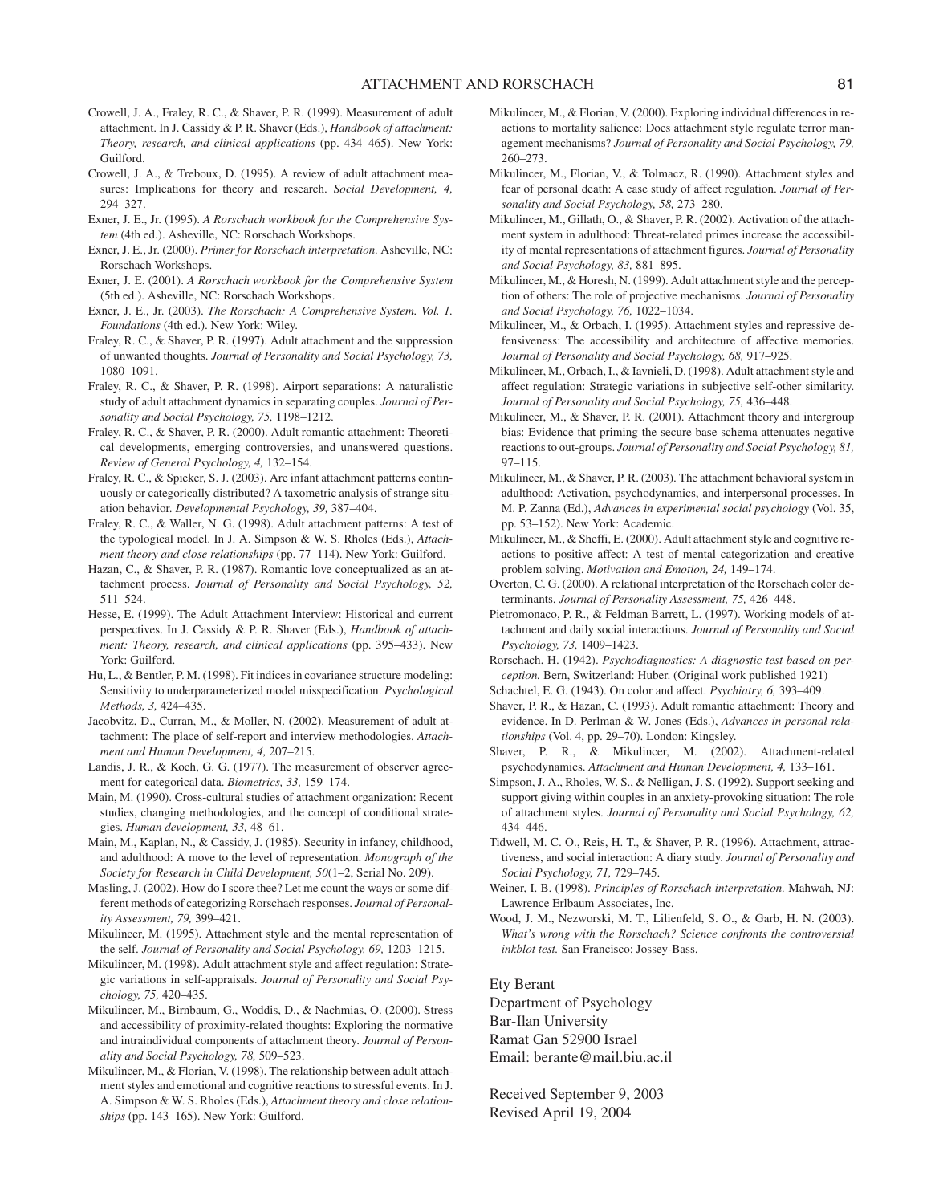Crowell, J. A., Fraley, R. C., & Shaver, P. R. (1999). Measurement of adult attachment. In J. Cassidy & P. R. Shaver (Eds.), *Handbook of attachment: Theory, research, and clinical applications* (pp. 434–465). New York: Guilford.

Crowell, J. A., & Treboux, D. (1995). A review of adult attachment measures: Implications for theory and research. *Social Development, 4,* 294–327.

Exner, J. E., Jr. (1995). *A Rorschach workbook for the Comprehensive System* (4th ed.). Asheville, NC: Rorschach Workshops.

Exner, J. E., Jr. (2000). *Primer for Rorschach interpretation.* Asheville, NC: Rorschach Workshops.

Exner, J. E. (2001). *A Rorschach workbook for the Comprehensive System* (5th ed.). Asheville, NC: Rorschach Workshops.

Exner, J. E., Jr. (2003). *The Rorschach: A Comprehensive System. Vol. 1. Foundations* (4th ed.). New York: Wiley.

Fraley, R. C., & Shaver, P. R. (1997). Adult attachment and the suppression of unwanted thoughts. *Journal of Personality and Social Psychology, 73,* 1080–1091.

Fraley, R. C., & Shaver, P. R. (1998). Airport separations: A naturalistic study of adult attachment dynamics in separating couples. *Journal of Personality and Social Psychology, 75,* 1198–1212.

Fraley, R. C., & Shaver, P. R. (2000). Adult romantic attachment: Theoretical developments, emerging controversies, and unanswered questions. *Review of General Psychology, 4,* 132–154.

Fraley, R. C., & Spieker, S. J. (2003). Are infant attachment patterns continuously or categorically distributed? A taxometric analysis of strange situation behavior. *Developmental Psychology, 39,* 387–404.

Fraley, R. C., & Waller, N. G. (1998). Adult attachment patterns: A test of the typological model. In J. A. Simpson & W. S. Rholes (Eds.), *Attachment theory and close relationships* (pp. 77–114). New York: Guilford.

Hazan, C., & Shaver, P. R. (1987). Romantic love conceptualized as an attachment process. *Journal of Personality and Social Psychology, 52,* 511–524.

Hesse, E. (1999). The Adult Attachment Interview: Historical and current perspectives. In J. Cassidy & P. R. Shaver (Eds.), *Handbook of attachment: Theory, research, and clinical applications* (pp. 395–433). New York: Guilford.

Hu, L., & Bentler, P. M. (1998). Fit indices in covariance structure modeling: Sensitivity to underparameterized model misspecification. *Psychological Methods, 3,* 424–435.

Jacobvitz, D., Curran, M., & Moller, N. (2002). Measurement of adult attachment: The place of self-report and interview methodologies. *Attachment and Human Development, 4,* 207–215.

Landis, J. R., & Koch, G. G. (1977). The measurement of observer agreement for categorical data. *Biometrics, 33,* 159–174.

Main, M. (1990). Cross-cultural studies of attachment organization: Recent studies, changing methodologies, and the concept of conditional strategies. *Human development, 33,* 48–61.

Main, M., Kaplan, N., & Cassidy, J. (1985). Security in infancy, childhood, and adulthood: A move to the level of representation. *Monograph of the Society for Research in Child Development, 50*(1–2, Serial No. 209).

Masling, J. (2002). How do I score thee? Let me count the ways or some different methods of categorizing Rorschach responses. *Journal of Personality Assessment, 79,* 399–421.

Mikulincer, M. (1995). Attachment style and the mental representation of the self. *Journal of Personality and Social Psychology, 69,* 1203–1215.

Mikulincer, M. (1998). Adult attachment style and affect regulation: Strategic variations in self-appraisals. *Journal of Personality and Social Psychology, 75,* 420–435.

Mikulincer, M., Birnbaum, G., Woddis, D., & Nachmias, O. (2000). Stress and accessibility of proximity-related thoughts: Exploring the normative and intraindividual components of attachment theory. *Journal of Personality and Social Psychology, 78,* 509–523.

Mikulincer, M., & Florian, V. (1998). The relationship between adult attachment styles and emotional and cognitive reactions to stressful events. In J. A. Simpson & W. S. Rholes (Eds.), *Attachment theory and close relationships* (pp. 143–165). New York: Guilford.

Mikulincer, M., & Florian, V. (2000). Exploring individual differences in reactions to mortality salience: Does attachment style regulate terror management mechanisms? *Journal of Personality and Social Psychology, 79,* 260–273.

Mikulincer, M., Florian, V., & Tolmacz, R. (1990). Attachment styles and fear of personal death: A case study of affect regulation. *Journal of Personality and Social Psychology, 58,* 273–280.

Mikulincer, M., Gillath, O., & Shaver, P. R. (2002). Activation of the attachment system in adulthood: Threat-related primes increase the accessibility of mental representations of attachment figures. *Journal of Personality and Social Psychology, 83,* 881–895.

Mikulincer, M., & Horesh, N. (1999). Adult attachment style and the perception of others: The role of projective mechanisms. *Journal of Personality and Social Psychology, 76,* 1022–1034.

Mikulincer, M., & Orbach, I. (1995). Attachment styles and repressive defensiveness: The accessibility and architecture of affective memories. *Journal of Personality and Social Psychology, 68,* 917–925.

Mikulincer, M., Orbach, I., & Iavnieli, D. (1998). Adult attachment style and affect regulation: Strategic variations in subjective self-other similarity. *Journal of Personality and Social Psychology, 75,* 436–448.

Mikulincer, M., & Shaver, P. R. (2001). Attachment theory and intergroup bias: Evidence that priming the secure base schema attenuates negative reactions to out-groups. *Journal of Personality and Social Psychology, 81,* 97–115.

Mikulincer, M., & Shaver, P. R. (2003). The attachment behavioral system in adulthood: Activation, psychodynamics, and interpersonal processes. In M. P. Zanna (Ed.), *Advances in experimental social psychology* (Vol. 35, pp. 53–152). New York: Academic.

Mikulincer, M., & Sheffi, E. (2000). Adult attachment style and cognitive reactions to positive affect: A test of mental categorization and creative problem solving. *Motivation and Emotion, 24,* 149–174.

Overton, C. G. (2000). A relational interpretation of the Rorschach color determinants. *Journal of Personality Assessment, 75,* 426–448.

Pietromonaco, P. R., & Feldman Barrett, L. (1997). Working models of attachment and daily social interactions. *Journal of Personality and Social Psychology, 73,* 1409–1423.

Rorschach, H. (1942). *Psychodiagnostics: A diagnostic test based on perception.* Bern, Switzerland: Huber. (Original work published 1921)

Schachtel, E. G. (1943). On color and affect. *Psychiatry, 6,* 393–409.

Shaver, P. R., & Hazan, C. (1993). Adult romantic attachment: Theory and evidence. In D. Perlman & W. H. Jones (Eds.), *Advances in personal relationships* (Vol. 4, pp. 29–70). London: Kingsley.

Shaver, P. R., & Mikulincer, M. (2002). Attachment-related psychodynamics. *Attachment and Human Development, 4,* 133–161.

Simpson, J. A., Rholes, W. S., & Nelligan, J. S. (1992). Support seeking and support giving within couples in an anxiety-provoking situation: The role of attachment styles. *Journal of Personality and Social Psychology, 62,* 434–446.

Tidwell, M. C. O., Reis, H. T., & Shaver, P. R. (1996). Attachment, attractiveness, and social interaction: A diary study. *Journal of Personality and Social Psychology, 71,* 729–745.

Weiner, I. B. (1998). *Principles of Rorschach interpretation.* Mahwah, NJ: Lawrence Erlbaum Associates, Inc.

Wood, J. M., Nezworski, M. T., Lilienfeld, S. O., & Garb, H. N. (2003). *What's wrong with the Rorschach? Science confronts the controversial inkblot test.* San Francisco: Jossey-Bass.

Ety Berant
Department of Psychology
Bar-Ilan University
Ramat Gan 52900 Israel
Email: berante@mail.biu.ac.il

Received September 9, 2003
Revised April 19, 2004